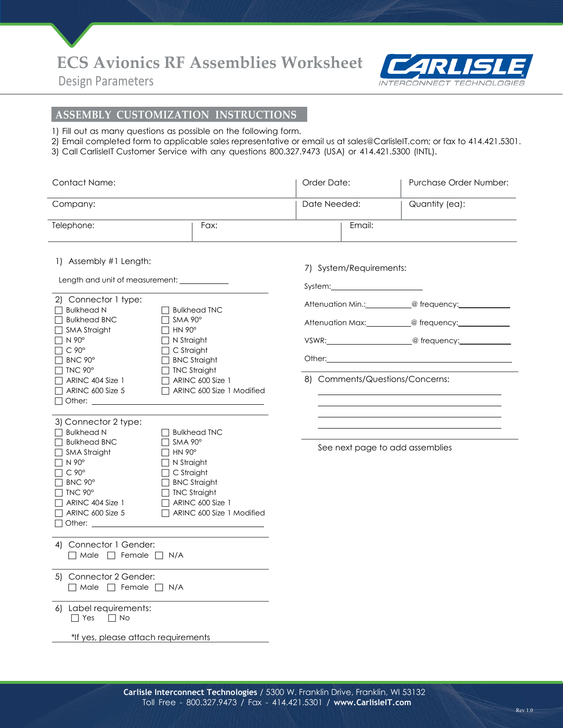# ECS Avionics RF Assemblies Worksheet

## Design Parameters

CARLISLE INTERCONNECT TECHNOLOGIES

## ASSEMBLY CUSTOMIZATION INSTRUCTIONS

1) Fill out as many questions as possible on the following form.
2) Email completed form to applicable sales representative or email us at sales@CarlisleIT.com; or fax to 414.421.5301.
3) Call CarlisleIT Customer Service with any questions 800.327.9473 (USA) or 414.421.5300 (INTL).

| | | |
|---|---|---|
| Contact Name: | Order Date: | Purchase Order Number: |
| Company: | Date Needed: | Quantity (ea): |

| | | |
|---|---|---|
| Telephone: | Fax: | Email: |

1) Assembly #1 Length:

Length and unit of measurement: ____________

2) Connector 1 type:

- ☐ Bulkhead N
- ☐ Bulkhead TNC
- ☐ Bulkhead BNC
- ☐ SMA 90°
- ☐ SMA Straight
- ☐ HN 90°
- ☐ N 90°
- ☐ N Straight
- ☐ C 90°
- ☐ C Straight
- ☐ BNC 90°
- ☐ BNC Straight
- ☐ TNC 90°
- ☐ TNC Straight
- ☐ ARINC 404 Size 1
- ☐ ARINC 600 Size 1
- ☐ ARINC 600 Size 5
- ☐ ARINC 600 Size 1 Modified
- ☐ Other: ____________

3) Connector 2 type:

- ☐ Bulkhead N
- ☐ Bulkhead TNC
- ☐ Bulkhead BNC
- ☐ SMA 90°
- ☐ SMA Straight
- ☐ HN 90°
- ☐ N 90°
- ☐ N Straight
- ☐ C 90°
- ☐ C Straight
- ☐ BNC 90°
- ☐ BNC Straight
- ☐ TNC 90°
- ☐ TNC Straight
- ☐ ARINC 404 Size 1
- ☐ ARINC 600 Size 1
- ☐ ARINC 600 Size 5
- ☐ ARINC 600 Size 1 Modified
- ☐ Other: ____________

4) Connector 1 Gender:

☐ Male ☐ Female ☐ N/A

5) Connector 2 Gender:

☐ Male ☐ Female ☐ N/A

6) Label requirements:

☐ Yes ☐ No

*If yes, please attach requirements

7) System/Requirements:

System: ____________

Attenuation Min.: ____________ @ frequency: ____________

Attenuation Max: ____________ @ frequency: ____________

VSWR: ____________ @ frequency: ____________

Other: ____________

8) Comments/Questions/Concerns:

____________

____________

____________

____________

See next page to add assemblies

**Carlisle Interconnect Technologies** / 5300 W. Franklin Drive, Franklin, WI 53132
Toll Free - 800.327.9473 / Fax - 414.421.5301 / **www.CarlisleIT.com**

Rev 1.0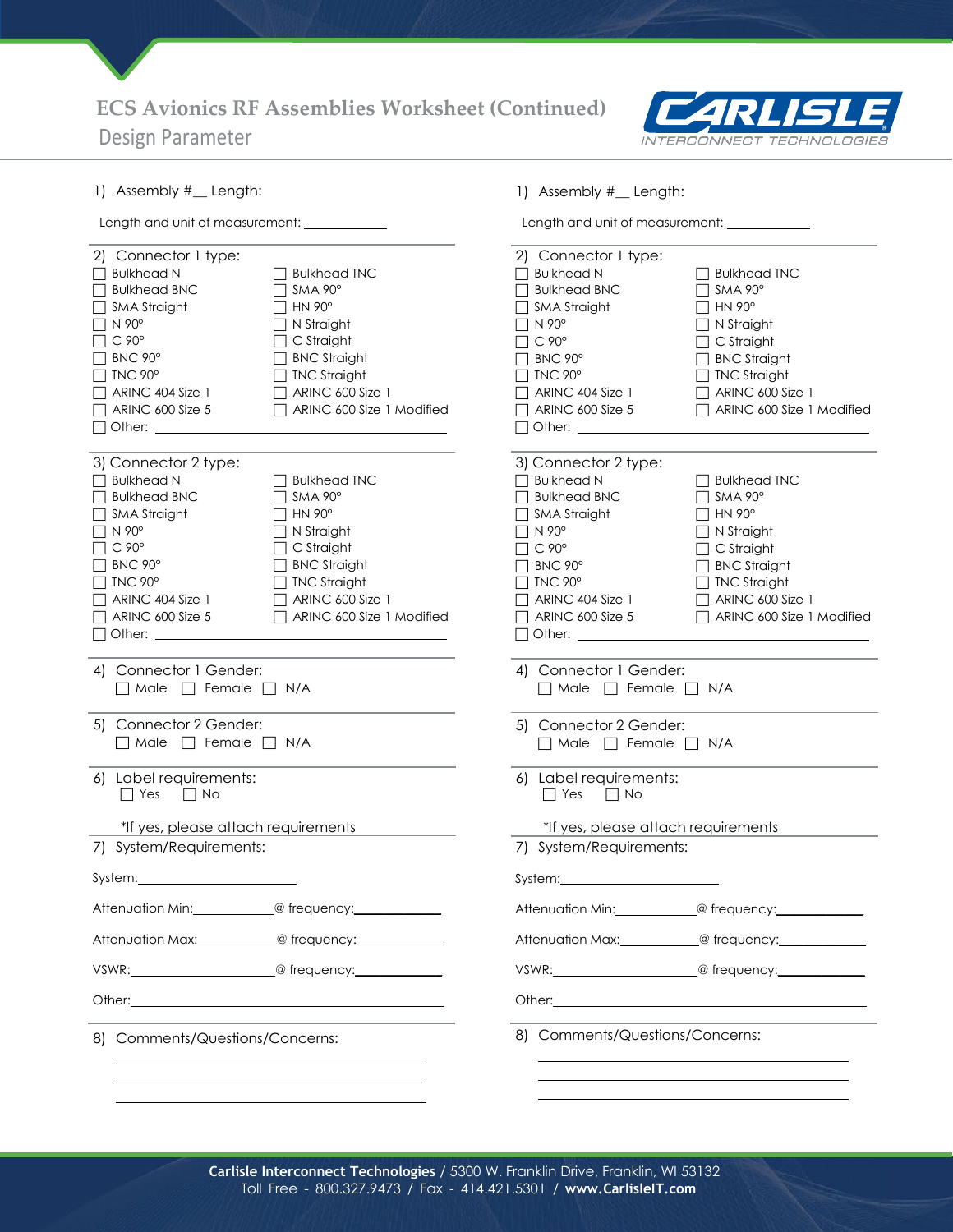# ECS Avionics RF Assemblies Worksheet (Continued)

## Design Parameter

1) Assembly #__ Length:

Length and unit of measurement: ____________

2) Connector 1 type:

- ☐ Bulkhead N
- ☐ Bulkhead TNC
- ☐ Bulkhead BNC
- ☐ SMA 90°
- ☐ SMA Straight
- ☐ HN 90°
- ☐ N 90°
- ☐ N Straight
- ☐ C 90°
- ☐ C Straight
- ☐ BNC 90°
- ☐ BNC Straight
- ☐ TNC 90°
- ☐ TNC Straight
- ☐ ARINC 404 Size 1
- ☐ ARINC 600 Size 1
- ☐ ARINC 600 Size 5
- ☐ ARINC 600 Size 1 Modified
- ☐ Other: ____________________________

3) Connector 2 type:

- ☐ Bulkhead N
- ☐ Bulkhead TNC
- ☐ Bulkhead BNC
- ☐ SMA 90°
- ☐ SMA Straight
- ☐ HN 90°
- ☐ N 90°
- ☐ N Straight
- ☐ C 90°
- ☐ C Straight
- ☐ BNC 90°
- ☐ BNC Straight
- ☐ TNC 90°
- ☐ TNC Straight
- ☐ ARINC 404 Size 1
- ☐ ARINC 600 Size 1
- ☐ ARINC 600 Size 5
- ☐ ARINC 600 Size 1 Modified
- ☐ Other: ____________________________

4) Connector 1 Gender:

☐ Male ☐ Female ☐ N/A

5) Connector 2 Gender:

☐ Male ☐ Female ☐ N/A

6) Label requirements:

☐ Yes ☐ No

*If yes, please attach requirements

7) System/Requirements:

System: ____________________

Attenuation Min: ____________ @ frequency: ____________

Attenuation Max: ____________ @ frequency: ____________

VSWR: ____________________ @ frequency: ____________

Other: ____________________________________________

8) Comments/Questions/Concerns:

____________________________________________

____________________________________________

____________________________________________

---

1) Assembly #__ Length:

Length and unit of measurement: ____________

2) Connector 1 type:

- ☐ Bulkhead N
- ☐ Bulkhead TNC
- ☐ Bulkhead BNC
- ☐ SMA 90°
- ☐ SMA Straight
- ☐ HN 90°
- ☐ N 90°
- ☐ N Straight
- ☐ C 90°
- ☐ C Straight
- ☐ BNC 90°
- ☐ BNC Straight
- ☐ TNC 90°
- ☐ TNC Straight
- ☐ ARINC 404 Size 1
- ☐ ARINC 600 Size 1
- ☐ ARINC 600 Size 5
- ☐ ARINC 600 Size 1 Modified
- ☐ Other: ____________________________

3) Connector 2 type:

- ☐ Bulkhead N
- ☐ Bulkhead TNC
- ☐ Bulkhead BNC
- ☐ SMA 90°
- ☐ SMA Straight
- ☐ HN 90°
- ☐ N 90°
- ☐ N Straight
- ☐ C 90°
- ☐ C Straight
- ☐ BNC 90°
- ☐ BNC Straight
- ☐ TNC 90°
- ☐ TNC Straight
- ☐ ARINC 404 Size 1
- ☐ ARINC 600 Size 1
- ☐ ARINC 600 Size 5
- ☐ ARINC 600 Size 1 Modified
- ☐ Other: ____________________________

4) Connector 1 Gender:

☐ Male ☐ Female ☐ N/A

5) Connector 2 Gender:

☐ Male ☐ Female ☐ N/A

6) Label requirements:

☐ Yes ☐ No

*If yes, please attach requirements

7) System/Requirements:

System: ____________________

Attenuation Min: ____________ @ frequency: ____________

Attenuation Max: ____________ @ frequency: ____________

VSWR: ____________________ @ frequency: ____________

Other: ____________________________________________

8) Comments/Questions/Concerns:

____________________________________________

____________________________________________

____________________________________________

---

**Carlisle Interconnect Technologies** / 5300 W. Franklin Drive, Franklin, WI 53132
Toll Free - 800.327.9473 / Fax - 414.421.5301 / **www.CarlisleIT.com**